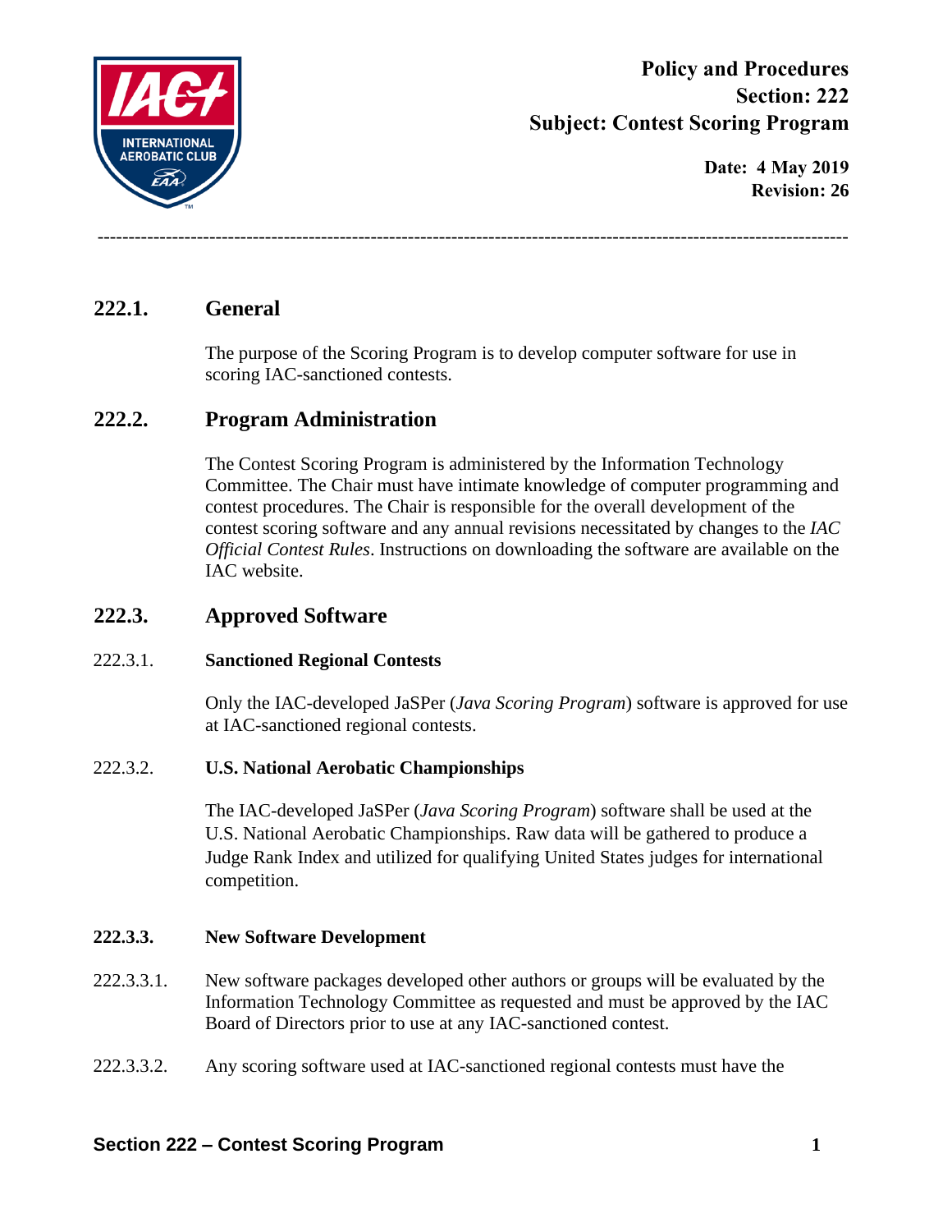**Policy and Procedures**
**Section: 222**
**Subject: Contest Scoring Program**

**Date: 4 May 2019**
**Revision: 26**

---

## 222.1. General

The purpose of the Scoring Program is to develop computer software for use in scoring IAC-sanctioned contests.

## 222.2. Program Administration

The Contest Scoring Program is administered by the Information Technology Committee. The Chair must have intimate knowledge of computer programming and contest procedures. The Chair is responsible for the overall development of the contest scoring software and any annual revisions necessitated by changes to the *IAC Official Contest Rules*. Instructions on downloading the software are available on the IAC website.

## 222.3. Approved Software

### 222.3.1. Sanctioned Regional Contests

Only the IAC-developed JaSPer (*Java Scoring Program*) software is approved for use at IAC-sanctioned regional contests.

### 222.3.2. U.S. National Aerobatic Championships

The IAC-developed JaSPer (*Java Scoring Program*) software shall be used at the U.S. National Aerobatic Championships. Raw data will be gathered to produce a Judge Rank Index and utilized for qualifying United States judges for international competition.

### 222.3.3. New Software Development

222.3.3.1. New software packages developed other authors or groups will be evaluated by the Information Technology Committee as requested and must be approved by the IAC Board of Directors prior to use at any IAC-sanctioned contest.

222.3.3.2. Any scoring software used at IAC-sanctioned regional contests must have the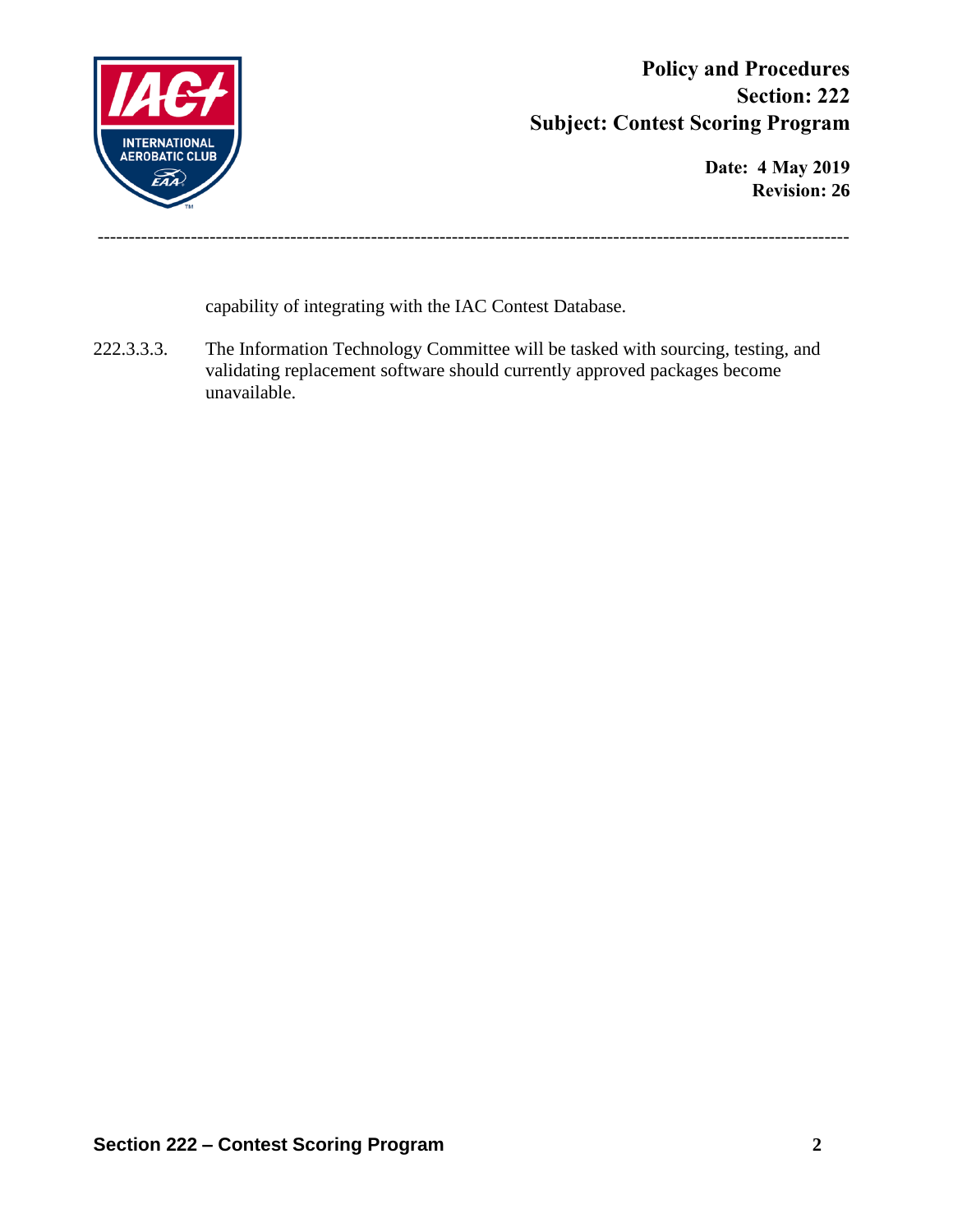capability of integrating with the IAC Contest Database.

222.3.3.3. The Information Technology Committee will be tasked with sourcing, testing, and validating replacement software should currently approved packages become unavailable.